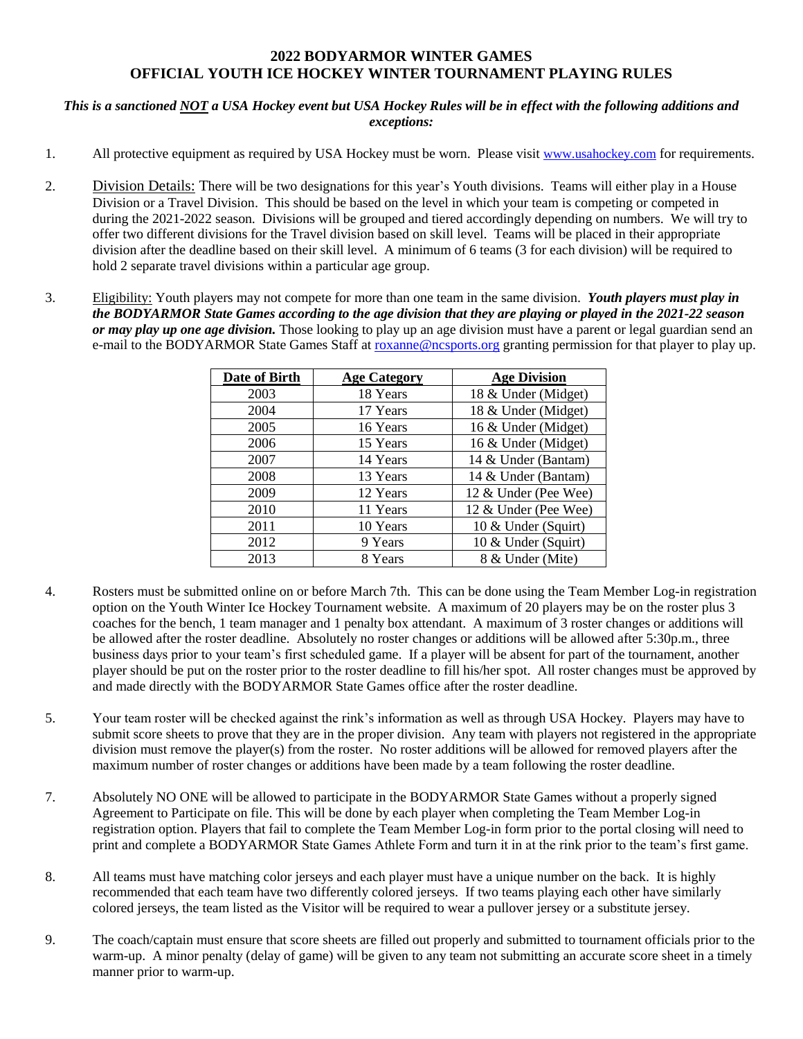# 2022 BODYARMOR WINTER GAMES
# OFFICIAL YOUTH ICE HOCKEY WINTER TOURNAMENT PLAYING RULES

***This is a sanctioned NOT a USA Hockey event but USA Hockey Rules will be in effect with the following additions and exceptions:***

1. All protective equipment as required by USA Hockey must be worn. Please visit www.usahockey.com for requirements.

2. Division Details: There will be two designations for this year's Youth divisions. Teams will either play in a House Division or a Travel Division. This should be based on the level in which your team is competing or competed in during the 2021-2022 season. Divisions will be grouped and tiered accordingly depending on numbers. We will try to offer two different divisions for the Travel division based on skill level. Teams will be placed in their appropriate division after the deadline based on their skill level. A minimum of 6 teams (3 for each division) will be required to hold 2 separate travel divisions within a particular age group.

3. Eligibility: Youth players may not compete for more than one team in the same division. ***Youth players must play in the BODYARMOR State Games according to the age division that they are playing or played in the 2021-22 season or may play up one age division.*** Those looking to play up an age division must have a parent or legal guardian send an e-mail to the BODYARMOR State Games Staff at roxanne@ncsports.org granting permission for that player to play up.

| Date of Birth | Age Category | Age Division |
|---|---|---|
| 2003 | 18 Years | 18 & Under (Midget) |
| 2004 | 17 Years | 18 & Under (Midget) |
| 2005 | 16 Years | 16 & Under (Midget) |
| 2006 | 15 Years | 16 & Under (Midget) |
| 2007 | 14 Years | 14 & Under (Bantam) |
| 2008 | 13 Years | 14 & Under (Bantam) |
| 2009 | 12 Years | 12 & Under (Pee Wee) |
| 2010 | 11 Years | 12 & Under (Pee Wee) |
| 2011 | 10 Years | 10 & Under (Squirt) |
| 2012 | 9 Years | 10 & Under (Squirt) |
| 2013 | 8 Years | 8 & Under (Mite) |

4. Rosters must be submitted online on or before March 7th. This can be done using the Team Member Log-in registration option on the Youth Winter Ice Hockey Tournament website. A maximum of 20 players may be on the roster plus 3 coaches for the bench, 1 team manager and 1 penalty box attendant. A maximum of 3 roster changes or additions will be allowed after the roster deadline. Absolutely no roster changes or additions will be allowed after 5:30p.m., three business days prior to your team's first scheduled game. If a player will be absent for part of the tournament, another player should be put on the roster prior to the roster deadline to fill his/her spot. All roster changes must be approved by and made directly with the BODYARMOR State Games office after the roster deadline.

5. Your team roster will be checked against the rink's information as well as through USA Hockey. Players may have to submit score sheets to prove that they are in the proper division. Any team with players not registered in the appropriate division must remove the player(s) from the roster. No roster additions will be allowed for removed players after the maximum number of roster changes or additions have been made by a team following the roster deadline.

7. Absolutely NO ONE will be allowed to participate in the BODYARMOR State Games without a properly signed Agreement to Participate on file. This will be done by each player when completing the Team Member Log-in registration option. Players that fail to complete the Team Member Log-in form prior to the portal closing will need to print and complete a BODYARMOR State Games Athlete Form and turn it in at the rink prior to the team's first game.

8. All teams must have matching color jerseys and each player must have a unique number on the back. It is highly recommended that each team have two differently colored jerseys. If two teams playing each other have similarly colored jerseys, the team listed as the Visitor will be required to wear a pullover jersey or a substitute jersey.

9. The coach/captain must ensure that score sheets are filled out properly and submitted to tournament officials prior to the warm-up. A minor penalty (delay of game) will be given to any team not submitting an accurate score sheet in a timely manner prior to warm-up.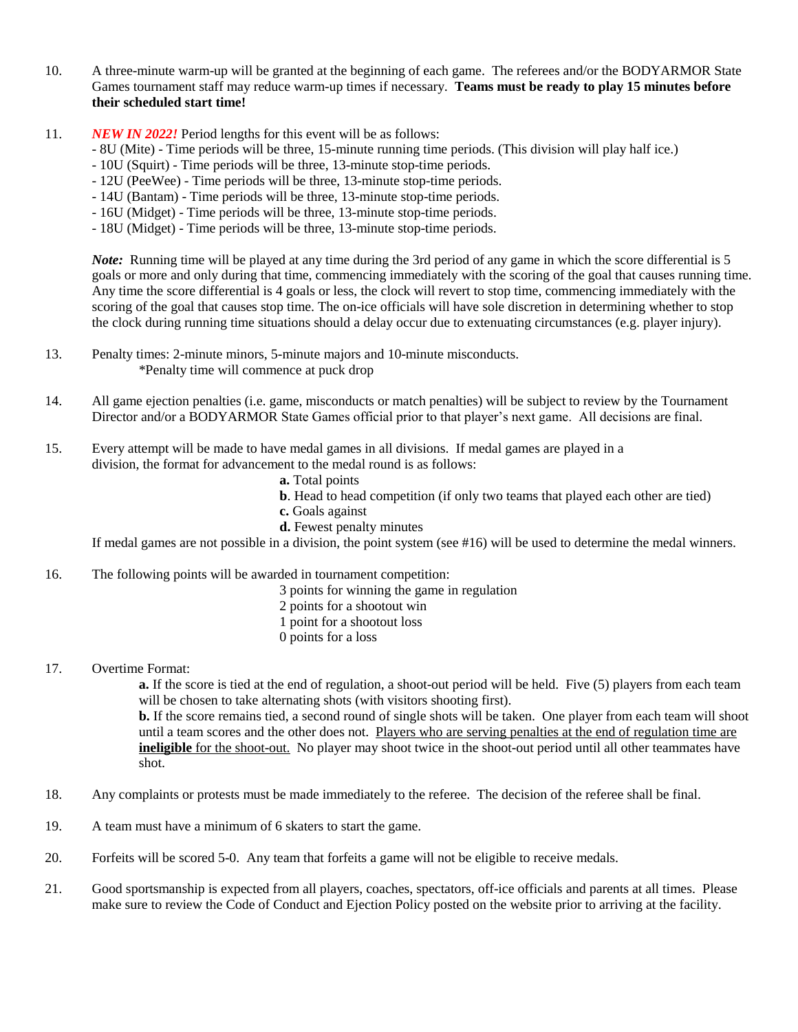10. A three-minute warm-up will be granted at the beginning of each game. The referees and/or the BODYARMOR State Games tournament staff may reduce warm-up times if necessary. **Teams must be ready to play 15 minutes before their scheduled start time!**

11. ***NEW IN 2022!*** Period lengths for this event will be as follows:
    - 8U (Mite) - Time periods will be three, 15-minute running time periods. (This division will play half ice.)
    - 10U (Squirt) - Time periods will be three, 13-minute stop-time periods.
    - 12U (PeeWee) - Time periods will be three, 13-minute stop-time periods.
    - 14U (Bantam) - Time periods will be three, 13-minute stop-time periods.
    - 16U (Midget) - Time periods will be three, 13-minute stop-time periods.
    - 18U (Midget) - Time periods will be three, 13-minute stop-time periods.

    *Note:* Running time will be played at any time during the 3rd period of any game in which the score differential is 5 goals or more and only during that time, commencing immediately with the scoring of the goal that causes running time. Any time the score differential is 4 goals or less, the clock will revert to stop time, commencing immediately with the scoring of the goal that causes stop time. The on-ice officials will have sole discretion in determining whether to stop the clock during running time situations should a delay occur due to extenuating circumstances (e.g. player injury).

13. Penalty times: 2-minute minors, 5-minute majors and 10-minute misconducts.
    *Penalty time will commence at puck drop

14. All game ejection penalties (i.e. game, misconducts or match penalties) will be subject to review by the Tournament Director and/or a BODYARMOR State Games official prior to that player's next game. All decisions are final.

15. Every attempt will be made to have medal games in all divisions. If medal games are played in a division, the format for advancement to the medal round is as follows:
    **a.** Total points
    **b**. Head to head competition (if only two teams that played each other are tied)
    **c.** Goals against
    **d.** Fewest penalty minutes

    If medal games are not possible in a division, the point system (see #16) will be used to determine the medal winners.

16. The following points will be awarded in tournament competition:
    3 points for winning the game in regulation
    2 points for a shootout win
    1 point for a shootout loss
    0 points for a loss

17. Overtime Format:
    **a.** If the score is tied at the end of regulation, a shoot-out period will be held. Five (5) players from each team will be chosen to take alternating shots (with visitors shooting first).
    **b.** If the score remains tied, a second round of single shots will be taken. One player from each team will shoot until a team scores and the other does not. <u>Players who are serving penalties at the end of regulation time are **ineligible** for the shoot-out.</u> No player may shoot twice in the shoot-out period until all other teammates have shot.

18. Any complaints or protests must be made immediately to the referee. The decision of the referee shall be final.

19. A team must have a minimum of 6 skaters to start the game.

20. Forfeits will be scored 5-0. Any team that forfeits a game will not be eligible to receive medals.

21. Good sportsmanship is expected from all players, coaches, spectators, off-ice officials and parents at all times. Please make sure to review the Code of Conduct and Ejection Policy posted on the website prior to arriving at the facility.